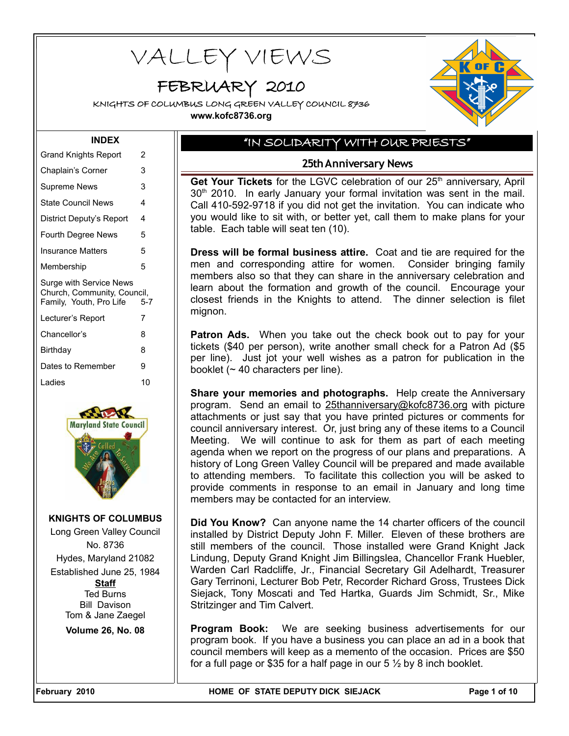# VALLEY VIEWS

## FEBRUARY 2010

KNIGHTS OF COLUMBUS LONG GREEN VALLEY COUNCIL 8736

**www.kofc8736.org**

### INDEX

| | |
|---|---|
| Grand Knights Report | 2 |
| Chaplain's Corner | 3 |
| Supreme News | 3 |
| State Council News | 4 |
| District Deputy's Report | 4 |
| Fourth Degree News | 5 |
| Insurance Matters | 5 |
| Membership | 5 |
| Surge with Service News Church, Community, Council, Family, Youth, Pro Life | 5-7 |
| Lecturer's Report | 7 |
| Chancellor's | 8 |
| Birthday | 8 |
| Dates to Remember | 9 |
| Ladies | 10 |

**KNIGHTS OF COLUMBUS**

Long Green Valley Council No. 8736

Hydes, Maryland 21082

Established June 25, 1984

**Staff**

Ted Burns
Bill Davison
Tom & Jane Zaegel

**Volume 26, No. 08**

## "IN SOLIDARITY WITH OUR PRIESTS"

### 25th Anniversary News

**Get Your Tickets** for the LGVC celebration of our 25th anniversary, April 30th 2010. In early January your formal invitation was sent in the mail. Call 410-592-9718 if you did not get the invitation. You can indicate who you would like to sit with, or better yet, call them to make plans for your table. Each table will seat ten (10).

**Dress will be formal business attire.** Coat and tie are required for the men and corresponding attire for women. Consider bringing family members also so that they can share in the anniversary celebration and learn about the formation and growth of the council. Encourage your closest friends in the Knights to attend. The dinner selection is filet mignon.

**Patron Ads.** When you take out the check book out to pay for your tickets ($40 per person), write another small check for a Patron Ad ($5 per line). Just jot your well wishes as a patron for publication in the booklet (~ 40 characters per line).

**Share your memories and photographs.** Help create the Anniversary program. Send an email to 25thanniversary@kofc8736.org with picture attachments or just say that you have printed pictures or comments for council anniversary interest. Or, just bring any of these items to a Council Meeting. We will continue to ask for them as part of each meeting agenda when we report on the progress of our plans and preparations. A history of Long Green Valley Council will be prepared and made available to attending members. To facilitate this collection you will be asked to provide comments in response to an email in January and long time members may be contacted for an interview.

**Did You Know?** Can anyone name the 14 charter officers of the council installed by District Deputy John F. Miller. Eleven of these brothers are still members of the council. Those installed were Grand Knight Jack Lindung, Deputy Grand Knight Jim Billingslea, Chancellor Frank Huebler, Warden Carl Radcliffe, Jr., Financial Secretary Gil Adelhardt, Treasurer Gary Terrinoni, Lecturer Bob Petr, Recorder Richard Gross, Trustees Dick Siejack, Tony Moscati and Ted Hartka, Guards Jim Schmidt, Sr., Mike Stritzinger and Tim Calvert.

**Program Book:** We are seeking business advertisements for our program book. If you have a business you can place an ad in a book that council members will keep as a memento of the occasion. Prices are $50 for a full page or $35 for a half page in our 5 ½ by 8 inch booklet.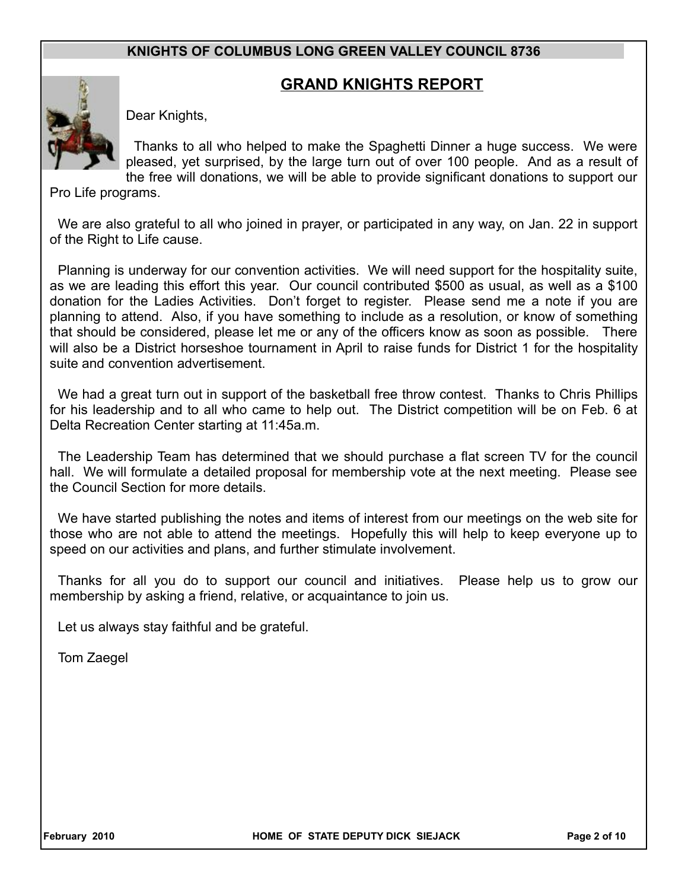**KNIGHTS OF COLUMBUS LONG GREEN VALLEY COUNCIL 8736**

## GRAND KNIGHTS REPORT

Dear Knights,

Thanks to all who helped to make the Spaghetti Dinner a huge success. We were pleased, yet surprised, by the large turn out of over 100 people. And as a result of the free will donations, we will be able to provide significant donations to support our Pro Life programs.

We are also grateful to all who joined in prayer, or participated in any way, on Jan. 22 in support of the Right to Life cause.

Planning is underway for our convention activities. We will need support for the hospitality suite, as we are leading this effort this year. Our council contributed $500 as usual, as well as a $100 donation for the Ladies Activities. Don't forget to register. Please send me a note if you are planning to attend. Also, if you have something to include as a resolution, or know of something that should be considered, please let me or any of the officers know as soon as possible. There will also be a District horseshoe tournament in April to raise funds for District 1 for the hospitality suite and convention advertisement.

We had a great turn out in support of the basketball free throw contest. Thanks to Chris Phillips for his leadership and to all who came to help out. The District competition will be on Feb. 6 at Delta Recreation Center starting at 11:45a.m.

The Leadership Team has determined that we should purchase a flat screen TV for the council hall. We will formulate a detailed proposal for membership vote at the next meeting. Please see the Council Section for more details.

We have started publishing the notes and items of interest from our meetings on the web site for those who are not able to attend the meetings. Hopefully this will help to keep everyone up to speed on our activities and plans, and further stimulate involvement.

Thanks for all you do to support our council and initiatives. Please help us to grow our membership by asking a friend, relative, or acquaintance to join us.

Let us always stay faithful and be grateful.

Tom Zaegel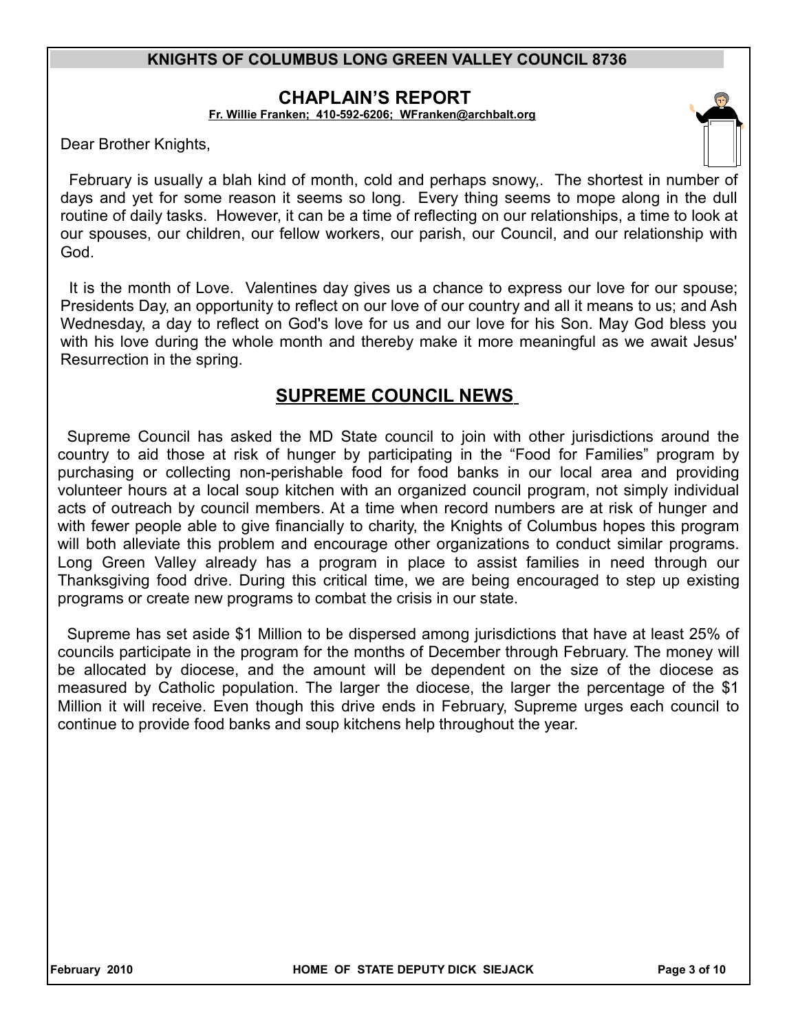## CHAPLAIN'S REPORT

**Fr. Willie Franken; 410-592-6206; WFranken@archbalt.org**

Dear Brother Knights,

February is usually a blah kind of month, cold and perhaps snowy,. The shortest in number of days and yet for some reason it seems so long. Every thing seems to mope along in the dull routine of daily tasks. However, it can be a time of reflecting on our relationships, a time to look at our spouses, our children, our fellow workers, our parish, our Council, and our relationship with God.

It is the month of Love. Valentines day gives us a chance to express our love for our spouse; Presidents Day, an opportunity to reflect on our love of our country and all it means to us; and Ash Wednesday, a day to reflect on God's love for us and our love for his Son. May God bless you with his love during the whole month and thereby make it more meaningful as we await Jesus' Resurrection in the spring.

## SUPREME COUNCIL NEWS

Supreme Council has asked the MD State council to join with other jurisdictions around the country to aid those at risk of hunger by participating in the "Food for Families" program by purchasing or collecting non-perishable food for food banks in our local area and providing volunteer hours at a local soup kitchen with an organized council program, not simply individual acts of outreach by council members. At a time when record numbers are at risk of hunger and with fewer people able to give financially to charity, the Knights of Columbus hopes this program will both alleviate this problem and encourage other organizations to conduct similar programs. Long Green Valley already has a program in place to assist families in need through our Thanksgiving food drive. During this critical time, we are being encouraged to step up existing programs or create new programs to combat the crisis in our state.

Supreme has set aside $1 Million to be dispersed among jurisdictions that have at least 25% of councils participate in the program for the months of December through February. The money will be allocated by diocese, and the amount will be dependent on the size of the diocese as measured by Catholic population. The larger the diocese, the larger the percentage of the $1 Million it will receive. Even though this drive ends in February, Supreme urges each council to continue to provide food banks and soup kitchens help throughout the year.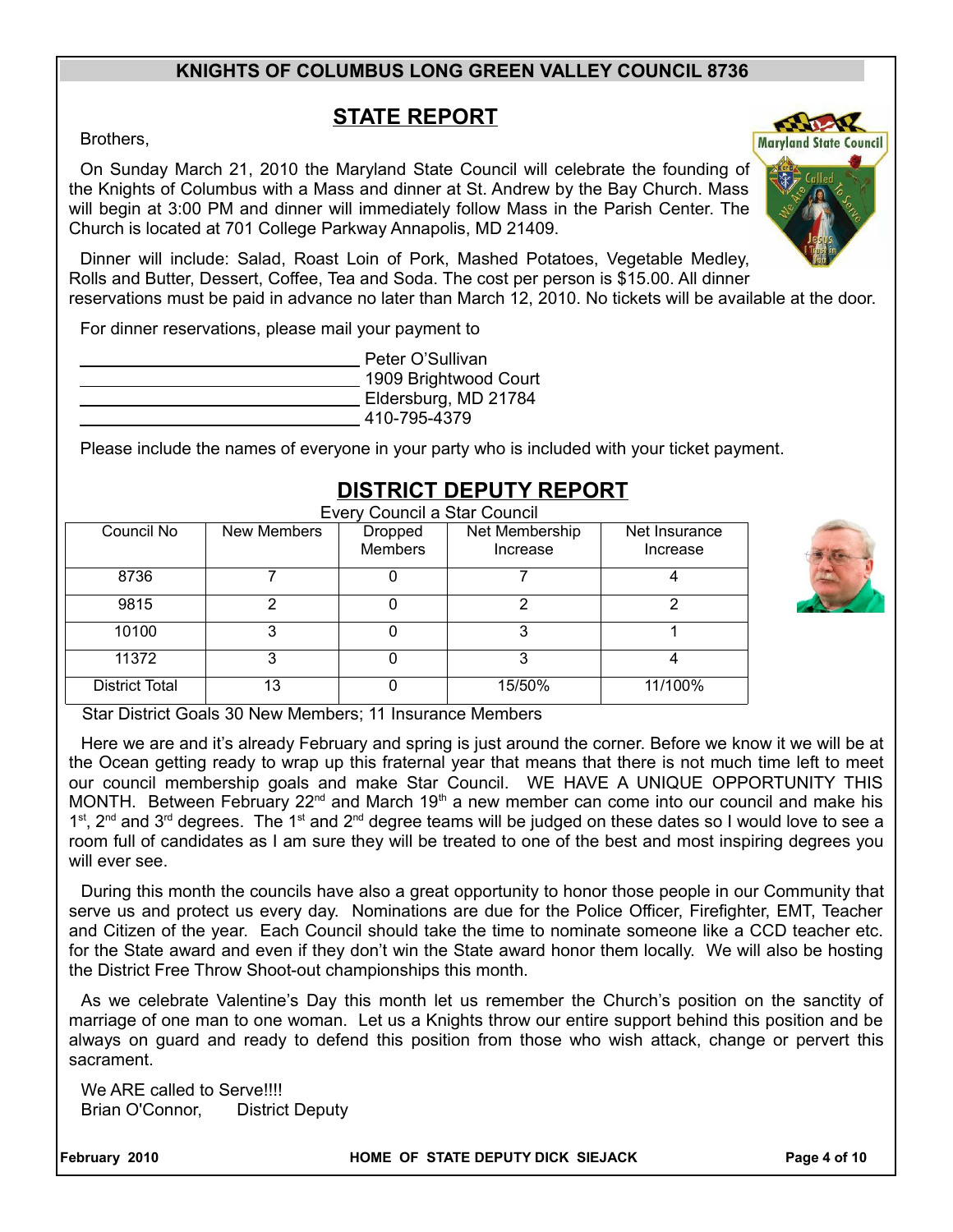## KNIGHTS OF COLUMBUS LONG GREEN VALLEY COUNCIL 8736

## STATE REPORT

Brothers,

On Sunday March 21, 2010 the Maryland State Council will celebrate the founding of the Knights of Columbus with a Mass and dinner at St. Andrew by the Bay Church. Mass will begin at 3:00 PM and dinner will immediately follow Mass in the Parish Center. The Church is located at 701 College Parkway Annapolis, MD 21409.

Dinner will include: Salad, Roast Loin of Pork, Mashed Potatoes, Vegetable Medley, Rolls and Butter, Dessert, Coffee, Tea and Soda. The cost per person is $15.00. All dinner reservations must be paid in advance no later than March 12, 2010. No tickets will be available at the door.

For dinner reservations, please mail your payment to

Peter O'Sullivan
1909 Brightwood Court
Eldersburg, MD 21784
410-795-4379

Please include the names of everyone in your party who is included with your ticket payment.

## DISTRICT DEPUTY REPORT

Every Council a Star Council

| Council No | New Members | Dropped Members | Net Membership Increase | Net Insurance Increase |
|---|---|---|---|---|
| 8736 | 7 | 0 | 7 | 4 |
| 9815 | 2 | 0 | 2 | 2 |
| 10100 | 3 | 0 | 3 | 1 |
| 11372 | 3 | 0 | 3 | 4 |
| District Total | 13 | 0 | 15/50% | 11/100% |

Star District Goals 30 New Members; 11 Insurance Members

Here we are and it's already February and spring is just around the corner. Before we know it we will be at the Ocean getting ready to wrap up this fraternal year that means that there is not much time left to meet our council membership goals and make Star Council. WE HAVE A UNIQUE OPPORTUNITY THIS MONTH. Between February 22nd and March 19th a new member can come into our council and make his 1st, 2nd and 3rd degrees. The 1st and 2nd degree teams will be judged on these dates so I would love to see a room full of candidates as I am sure they will be treated to one of the best and most inspiring degrees you will ever see.

During this month the councils have also a great opportunity to honor those people in our Community that serve us and protect us every day. Nominations are due for the Police Officer, Firefighter, EMT, Teacher and Citizen of the year. Each Council should take the time to nominate someone like a CCD teacher etc. for the State award and even if they don't win the State award honor them locally. We will also be hosting the District Free Throw Shoot-out championships this month.

As we celebrate Valentine's Day this month let us remember the Church's position on the sanctity of marriage of one man to one woman. Let us a Knights throw our entire support behind this position and be always on guard and ready to defend this position from those who wish attack, change or pervert this sacrament.

We ARE called to Serve!!!!
Brian O'Connor, District Deputy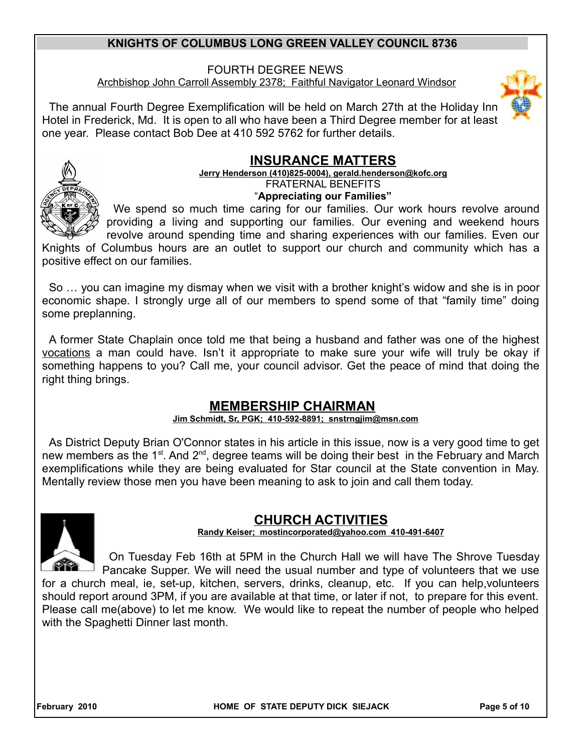## KNIGHTS OF COLUMBUS LONG GREEN VALLEY COUNCIL 8736

FOURTH DEGREE NEWS

Archbishop John Carroll Assembly 2378; Faithful Navigator Leonard Windsor

The annual Fourth Degree Exemplification will be held on March 27th at the Holiday Inn Hotel in Frederick, Md. It is open to all who have been a Third Degree member for at least one year. Please contact Bob Dee at 410 592 5762 for further details.

## INSURANCE MATTERS

**Jerry Henderson (410)825-0004), gerald.henderson@kofc.org**

FRATERNAL BENEFITS

"**Appreciating our Families"**

We spend so much time caring for our families. Our work hours revolve around providing a living and supporting our families. Our evening and weekend hours revolve around spending time and sharing experiences with our families. Even our Knights of Columbus hours are an outlet to support our church and community which has a positive effect on our families.

So … you can imagine my dismay when we visit with a brother knight's widow and she is in poor economic shape. I strongly urge all of our members to spend some of that "family time" doing some preplanning.

A former State Chaplain once told me that being a husband and father was one of the highest vocations a man could have. Isn't it appropriate to make sure your wife will truly be okay if something happens to you? Call me, your council advisor. Get the peace of mind that doing the right thing brings.

## MEMBERSHIP CHAIRMAN

**Jim Schmidt, Sr, PGK; 410-592-8891; snstrngjim@msn.com**

As District Deputy Brian O'Connor states in his article in this issue, now is a very good time to get new members as the 1st. And 2nd, degree teams will be doing their best in the February and March exemplifications while they are being evaluated for Star council at the State convention in May. Mentally review those men you have been meaning to ask to join and call them today.

## CHURCH ACTIVITIES

**Randy Keiser; mostincorporated@yahoo.com 410-491-6407**

On Tuesday Feb 16th at 5PM in the Church Hall we will have The Shrove Tuesday Pancake Supper. We will need the usual number and type of volunteers that we use for a church meal, ie, set-up, kitchen, servers, drinks, cleanup, etc. If you can help,volunteers should report around 3PM, if you are available at that time, or later if not, to prepare for this event. Please call me(above) to let me know. We would like to repeat the number of people who helped with the Spaghetti Dinner last month.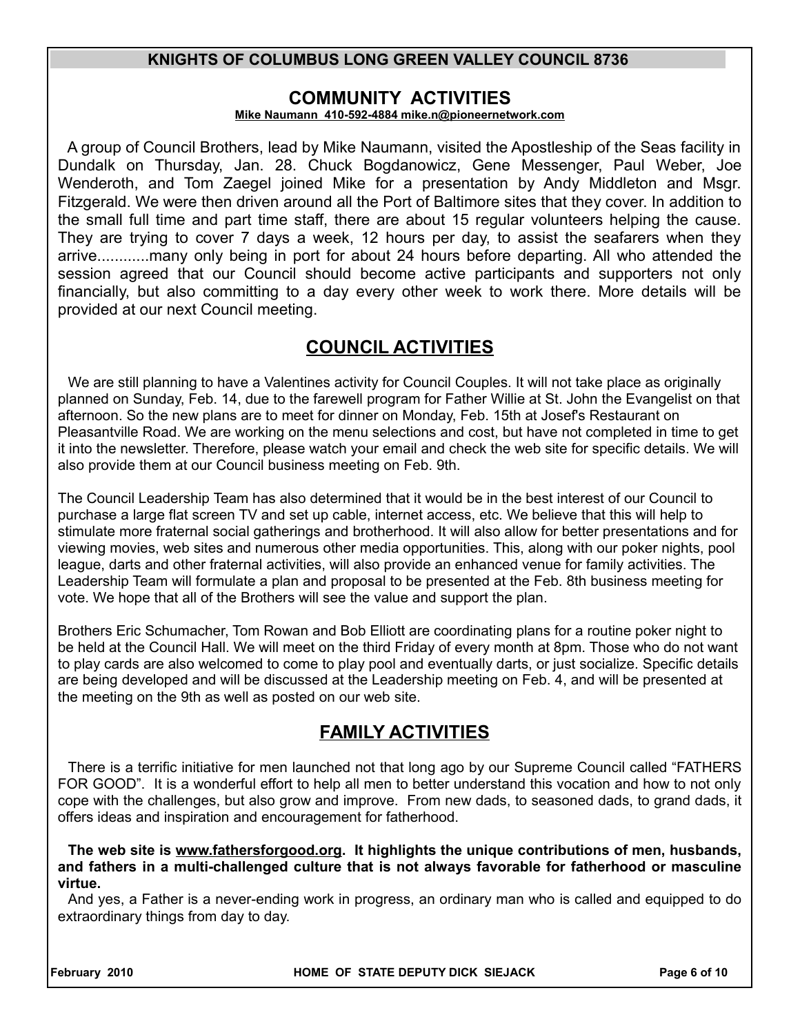**KNIGHTS OF COLUMBUS LONG GREEN VALLEY COUNCIL 8736**

## COMMUNITY ACTIVITIES

**Mike Naumann 410-592-4884 mike.n@pioneernetwork.com**

A group of Council Brothers, lead by Mike Naumann, visited the Apostleship of the Seas facility in Dundalk on Thursday, Jan. 28. Chuck Bogdanowicz, Gene Messenger, Paul Weber, Joe Wenderoth, and Tom Zaegel joined Mike for a presentation by Andy Middleton and Msgr. Fitzgerald. We were then driven around all the Port of Baltimore sites that they cover. In addition to the small full time and part time staff, there are about 15 regular volunteers helping the cause. They are trying to cover 7 days a week, 12 hours per day, to assist the seafarers when they arrive............many only being in port for about 24 hours before departing. All who attended the session agreed that our Council should become active participants and supporters not only financially, but also committing to a day every other week to work there. More details will be provided at our next Council meeting.

## COUNCIL ACTIVITIES

We are still planning to have a Valentines activity for Council Couples. It will not take place as originally planned on Sunday, Feb. 14, due to the farewell program for Father Willie at St. John the Evangelist on that afternoon. So the new plans are to meet for dinner on Monday, Feb. 15th at Josef's Restaurant on Pleasantville Road. We are working on the menu selections and cost, but have not completed in time to get it into the newsletter. Therefore, please watch your email and check the web site for specific details. We will also provide them at our Council business meeting on Feb. 9th.

The Council Leadership Team has also determined that it would be in the best interest of our Council to purchase a large flat screen TV and set up cable, internet access, etc. We believe that this will help to stimulate more fraternal social gatherings and brotherhood. It will also allow for better presentations and for viewing movies, web sites and numerous other media opportunities. This, along with our poker nights, pool league, darts and other fraternal activities, will also provide an enhanced venue for family activities. The Leadership Team will formulate a plan and proposal to be presented at the Feb. 8th business meeting for vote. We hope that all of the Brothers will see the value and support the plan.

Brothers Eric Schumacher, Tom Rowan and Bob Elliott are coordinating plans for a routine poker night to be held at the Council Hall. We will meet on the third Friday of every month at 8pm. Those who do not want to play cards are also welcomed to come to play pool and eventually darts, or just socialize. Specific details are being developed and will be discussed at the Leadership meeting on Feb. 4, and will be presented at the meeting on the 9th as well as posted on our web site.

## FAMILY ACTIVITIES

There is a terrific initiative for men launched not that long ago by our Supreme Council called "FATHERS FOR GOOD". It is a wonderful effort to help all men to better understand this vocation and how to not only cope with the challenges, but also grow and improve. From new dads, to seasoned dads, to grand dads, it offers ideas and inspiration and encouragement for fatherhood.

**The web site is www.fathersforgood.org. It highlights the unique contributions of men, husbands, and fathers in a multi-challenged culture that is not always favorable for fatherhood or masculine virtue.**

And yes, a Father is a never-ending work in progress, an ordinary man who is called and equipped to do extraordinary things from day to day.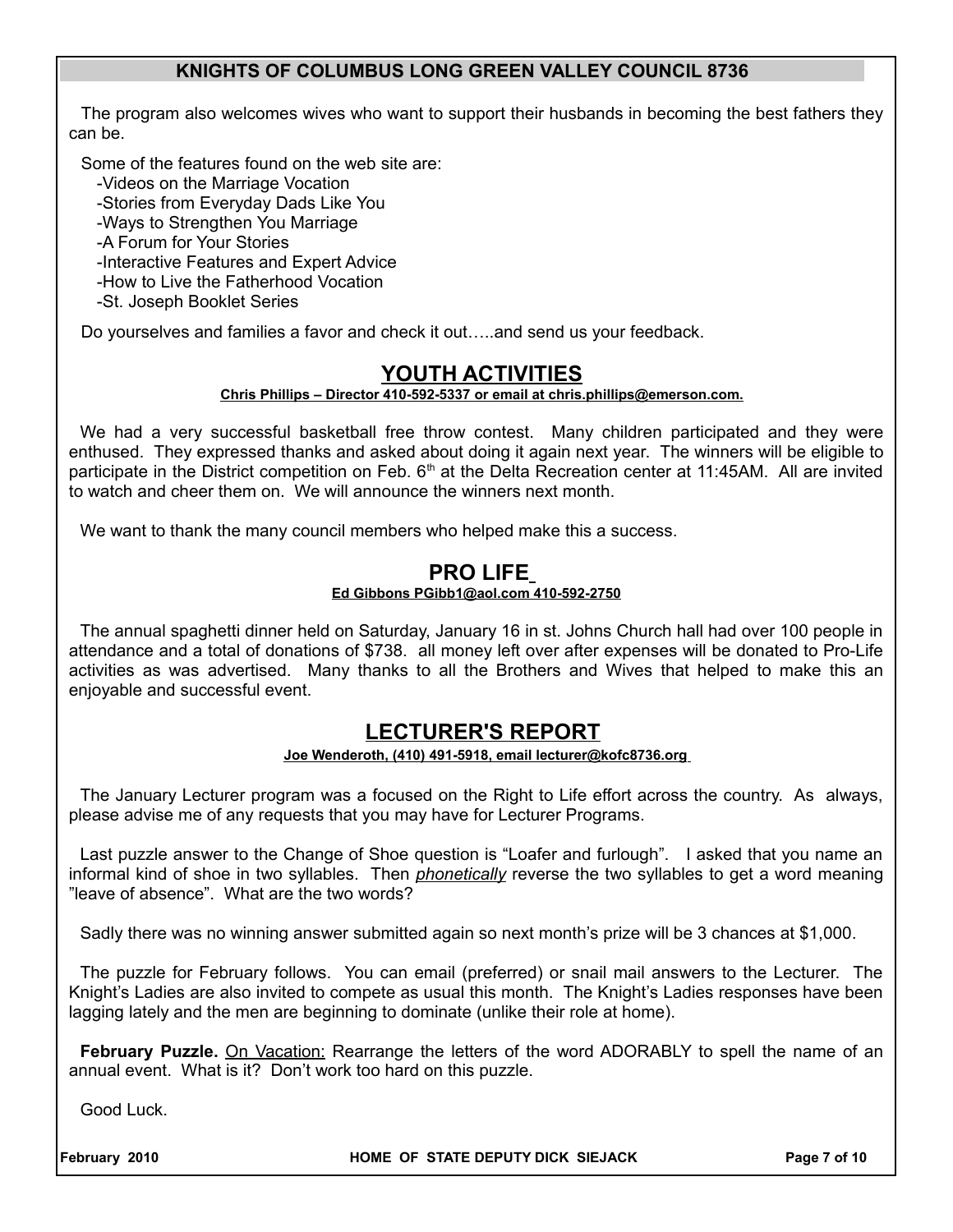## KNIGHTS OF COLUMBUS LONG GREEN VALLEY COUNCIL 8736

The program also welcomes wives who want to support their husbands in becoming the best fathers they can be.

Some of the features found on the web site are:

- -Videos on the Marriage Vocation
- -Stories from Everyday Dads Like You
- -Ways to Strengthen You Marriage
- -A Forum for Your Stories
- -Interactive Features and Expert Advice
- -How to Live the Fatherhood Vocation
- -St. Joseph Booklet Series

Do yourselves and families a favor and check it out…..and send us your feedback.

# YOUTH ACTIVITIES

**Chris Phillips – Director 410-592-5337 or email at chris.phillips@emerson.com.**

We had a very successful basketball free throw contest. Many children participated and they were enthused. They expressed thanks and asked about doing it again next year. The winners will be eligible to participate in the District competition on Feb. 6th at the Delta Recreation center at 11:45AM. All are invited to watch and cheer them on. We will announce the winners next month.

We want to thank the many council members who helped make this a success.

# PRO LIFE

**Ed Gibbons PGibb1@aol.com 410-592-2750**

The annual spaghetti dinner held on Saturday, January 16 in st. Johns Church hall had over 100 people in attendance and a total of donations of $738. all money left over after expenses will be donated to Pro-Life activities as was advertised. Many thanks to all the Brothers and Wives that helped to make this an enjoyable and successful event.

# LECTURER'S REPORT

**Joe Wenderoth, (410) 491-5918, email lecturer@kofc8736.org**

The January Lecturer program was a focused on the Right to Life effort across the country. As always, please advise me of any requests that you may have for Lecturer Programs.

Last puzzle answer to the Change of Shoe question is “Loafer and furlough”. I asked that you name an informal kind of shoe in two syllables. Then *phonetically* reverse the two syllables to get a word meaning ”leave of absence”. What are the two words?

Sadly there was no winning answer submitted again so next month’s prize will be 3 chances at $1,000.

The puzzle for February follows. You can email (preferred) or snail mail answers to the Lecturer. The Knight’s Ladies are also invited to compete as usual this month. The Knight’s Ladies responses have been lagging lately and the men are beginning to dominate (unlike their role at home).

**February Puzzle.** On Vacation: Rearrange the letters of the word ADORABLY to spell the name of an annual event. What is it? Don’t work too hard on this puzzle.

Good Luck.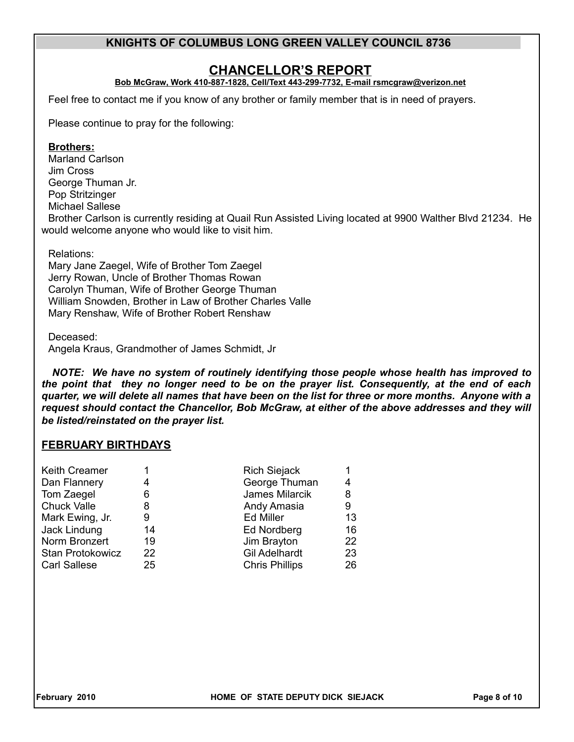KNIGHTS OF COLUMBUS LONG GREEN VALLEY COUNCIL 8736

# CHANCELLOR'S REPORT

**Bob McGraw, Work 410-887-1828, Cell/Text 443-299-7732, E-mail rsmcgraw@verizon.net**

Feel free to contact me if you know of any brother or family member that is in need of prayers.

Please continue to pray for the following:

**Brothers:**

Marland Carlson
Jim Cross
George Thuman Jr.
Pop Stritzinger
Michael Sallese

Brother Carlson is currently residing at Quail Run Assisted Living located at 9900 Walther Blvd 21234. He would welcome anyone who would like to visit him.

Relations:

Mary Jane Zaegel, Wife of Brother Tom Zaegel
Jerry Rowan, Uncle of Brother Thomas Rowan
Carolyn Thuman, Wife of Brother George Thuman
William Snowden, Brother in Law of Brother Charles Valle
Mary Renshaw, Wife of Brother Robert Renshaw

Deceased:

Angela Kraus, Grandmother of James Schmidt, Jr

***NOTE: We have no system of routinely identifying those people whose health has improved to the point that they no longer need to be on the prayer list. Consequently, at the end of each quarter, we will delete all names that have been on the list for three or more months. Anyone with a request should contact the Chancellor, Bob McGraw, at either of the above addresses and they will be listed/reinstated on the prayer list.***

## FEBRUARY BIRTHDAYS

| Name | Day | Name | Day |
|---|---|---|---|
| Keith Creamer | 1 | Rich Siejack | 1 |
| Dan Flannery | 4 | George Thuman | 4 |
| Tom Zaegel | 6 | James Milarcik | 8 |
| Chuck Valle | 8 | Andy Amasia | 9 |
| Mark Ewing, Jr. | 9 | Ed Miller | 13 |
| Jack Lindung | 14 | Ed Nordberg | 16 |
| Norm Bronzert | 19 | Jim Brayton | 22 |
| Stan Protokowicz | 22 | Gil Adelhardt | 23 |
| Carl Sallese | 25 | Chris Phillips | 26 |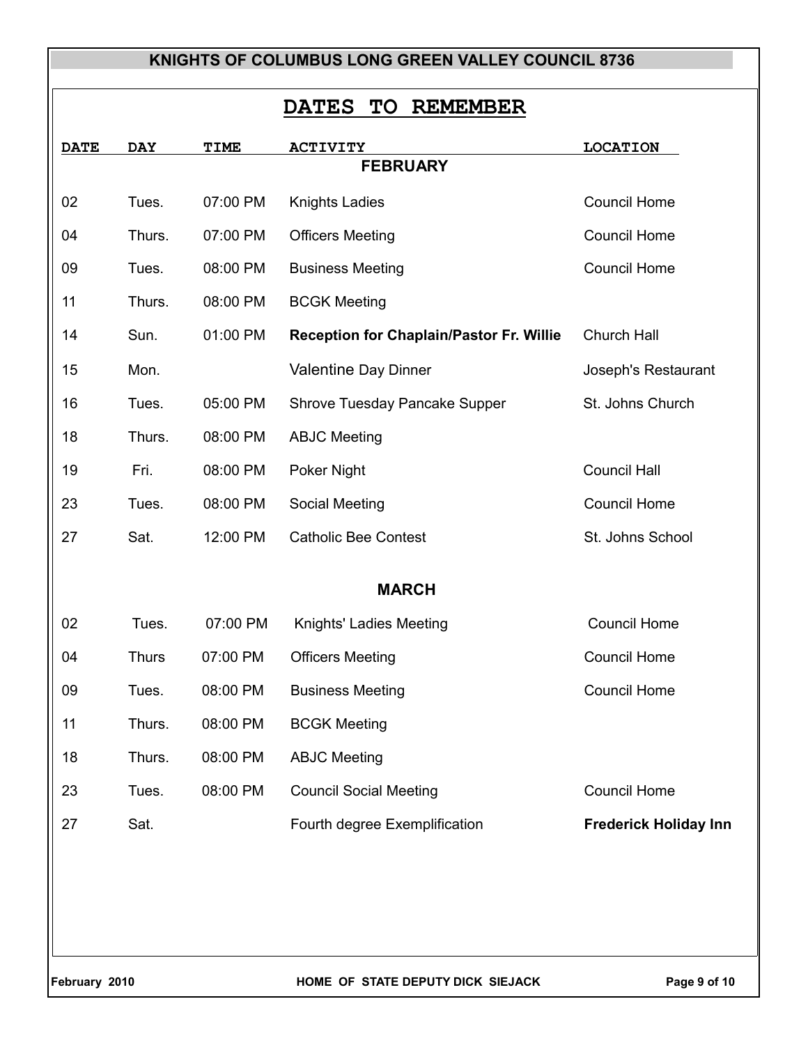## DATES TO REMEMBER

| DATE | DAY | TIME | ACTIVITY | LOCATION |
|---|---|---|---|---|
| | | | **FEBRUARY** | |
| 02 | Tues. | 07:00 PM | Knights Ladies | Council Home |
| 04 | Thurs. | 07:00 PM | Officers Meeting | Council Home |
| 09 | Tues. | 08:00 PM | Business Meeting | Council Home |
| 11 | Thurs. | 08:00 PM | BCGK Meeting | |
| 14 | Sun. | 01:00 PM | **Reception for Chaplain/Pastor Fr. Willie** | Church Hall |
| 15 | Mon. | | Valentine Day Dinner | Joseph's Restaurant |
| 16 | Tues. | 05:00 PM | Shrove Tuesday Pancake Supper | St. Johns Church |
| 18 | Thurs. | 08:00 PM | ABJC Meeting | |
| 19 | Fri. | 08:00 PM | Poker Night | Council Hall |
| 23 | Tues. | 08:00 PM | Social Meeting | Council Home |
| 27 | Sat. | 12:00 PM | Catholic Bee Contest | St. Johns School |
| | | | **MARCH** | |
| 02 | Tues. | 07:00 PM | Knights' Ladies Meeting | Council Home |
| 04 | Thurs | 07:00 PM | Officers Meeting | Council Home |
| 09 | Tues. | 08:00 PM | Business Meeting | Council Home |
| 11 | Thurs. | 08:00 PM | BCGK Meeting | |
| 18 | Thurs. | 08:00 PM | ABJC Meeting | |
| 23 | Tues. | 08:00 PM | Council Social Meeting | Council Home |
| 27 | Sat. | | Fourth degree Exemplification | **Frederick Holiday Inn** |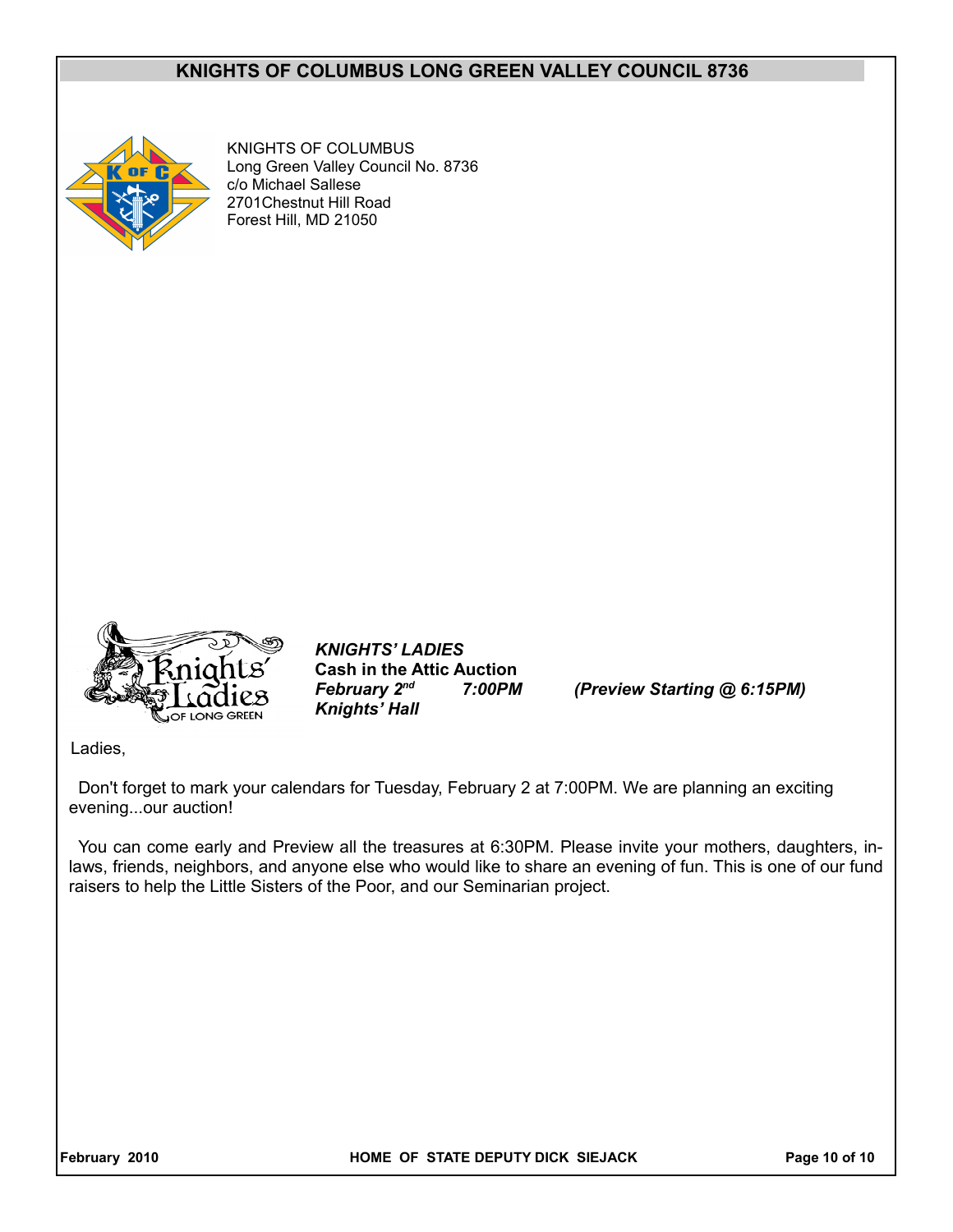KNIGHTS OF COLUMBUS
Long Green Valley Council No. 8736
c/o Michael Sallese
2701Chestnut Hill Road
Forest Hill, MD 21050

***KNIGHTS' LADIES***
**Cash in the Attic Auction**
***February 2nd 7:00PM (Preview Starting @ 6:15PM)***
***Knights' Hall***

Ladies,

Don't forget to mark your calendars for Tuesday, February 2 at 7:00PM. We are planning an exciting evening...our auction!

You can come early and Preview all the treasures at 6:30PM. Please invite your mothers, daughters, in-laws, friends, neighbors, and anyone else who would like to share an evening of fun. This is one of our fund raisers to help the Little Sisters of the Poor, and our Seminarian project.